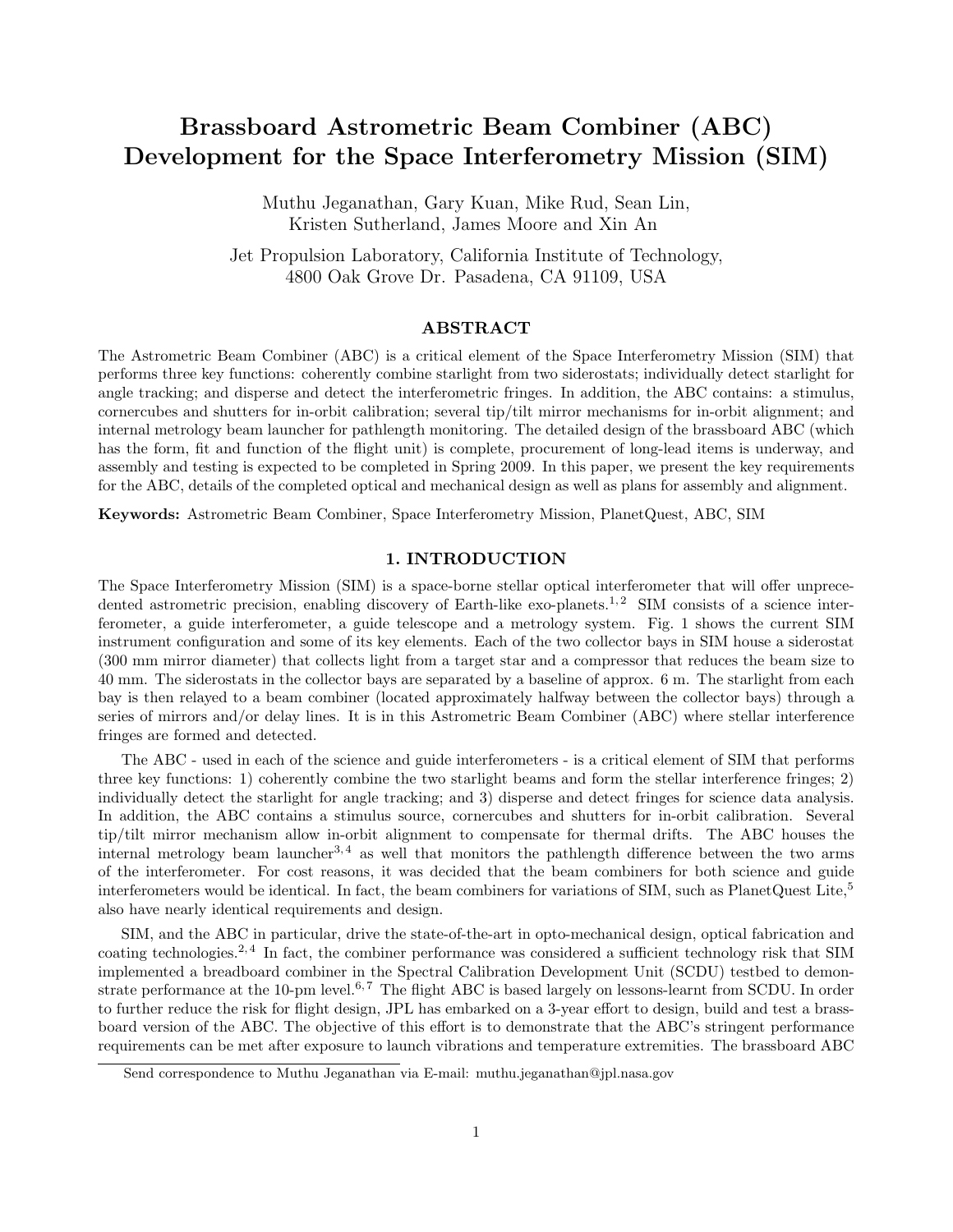# Brassboard Astrometric Beam Combiner (ABC) Development for the Space Interferometry Mission (SIM)

Muthu Jeganathan, Gary Kuan, Mike Rud, Sean Lin, Kristen Sutherland, James Moore and Xin An

Jet Propulsion Laboratory, California Institute of Technology, 4800 Oak Grove Dr. Pasadena, CA 91109, USA

## ABSTRACT

The Astrometric Beam Combiner (ABC) is a critical element of the Space Interferometry Mission (SIM) that performs three key functions: coherently combine starlight from two siderostats; individually detect starlight for angle tracking; and disperse and detect the interferometric fringes. In addition, the ABC contains: a stimulus, cornercubes and shutters for in-orbit calibration; several tip/tilt mirror mechanisms for in-orbit alignment; and internal metrology beam launcher for pathlength monitoring. The detailed design of the brassboard ABC (which has the form, fit and function of the flight unit) is complete, procurement of long-lead items is underway, and assembly and testing is expected to be completed in Spring 2009. In this paper, we present the key requirements for the ABC, details of the completed optical and mechanical design as well as plans for assembly and alignment.

**Keywords:** Astrometric Beam Combiner, Space Interferometry Mission, PlanetQuest, ABC, SIM

## 1. INTRODUCTION

The Space Interferometry Mission (SIM) is a space-borne stellar optical interferometer that will offer unprecedented astrometric precision, enabling discovery of Earth-like exo-planets.[1,2] SIM consists of a science interferometer, a guide interferometer, a guide telescope and a metrology system. Fig. 1 shows the current SIM instrument configuration and some of its key elements. Each of the two collector bays in SIM house a siderostat (300 mm mirror diameter) that collects light from a target star and a compressor that reduces the beam size to 40 mm. The siderostats in the collector bays are separated by a baseline of approx. 6 m. The starlight from each bay is then relayed to a beam combiner (located approximately halfway between the collector bays) through a series of mirrors and/or delay lines. It is in this Astrometric Beam Combiner (ABC) where stellar interference fringes are formed and detected.

The ABC - used in each of the science and guide interferometers - is a critical element of SIM that performs three key functions: 1) coherently combine the two starlight beams and form the stellar interference fringes; 2) individually detect the starlight for angle tracking; and 3) disperse and detect fringes for science data analysis. In addition, the ABC contains a stimulus source, cornercubes and shutters for in-orbit calibration. Several tip/tilt mirror mechanism allow in-orbit alignment to compensate for thermal drifts. The ABC houses the internal metrology beam launcher[3,4] as well that monitors the pathlength difference between the two arms of the interferometer. For cost reasons, it was decided that the beam combiners for both science and guide interferometers would be identical. In fact, the beam combiners for variations of SIM, such as PlanetQuest Lite,[5] also have nearly identical requirements and design.

SIM, and the ABC in particular, drive the state-of-the-art in opto-mechanical design, optical fabrication and coating technologies.[2,4] In fact, the combiner performance was considered a sufficient technology risk that SIM implemented a breadboard combiner in the Spectral Calibration Development Unit (SCDU) testbed to demonstrate performance at the 10-pm level.[6,7] The flight ABC is based largely on lessons-learnt from SCDU. In order to further reduce the risk for flight design, JPL has embarked on a 3-year effort to design, build and test a brassboard version of the ABC. The objective of this effort is to demonstrate that the ABC's stringent performance requirements can be met after exposure to launch vibrations and temperature extremities. The brassboard ABC

Send correspondence to Muthu Jeganathan via E-mail: muthu.jeganathan@jpl.nasa.gov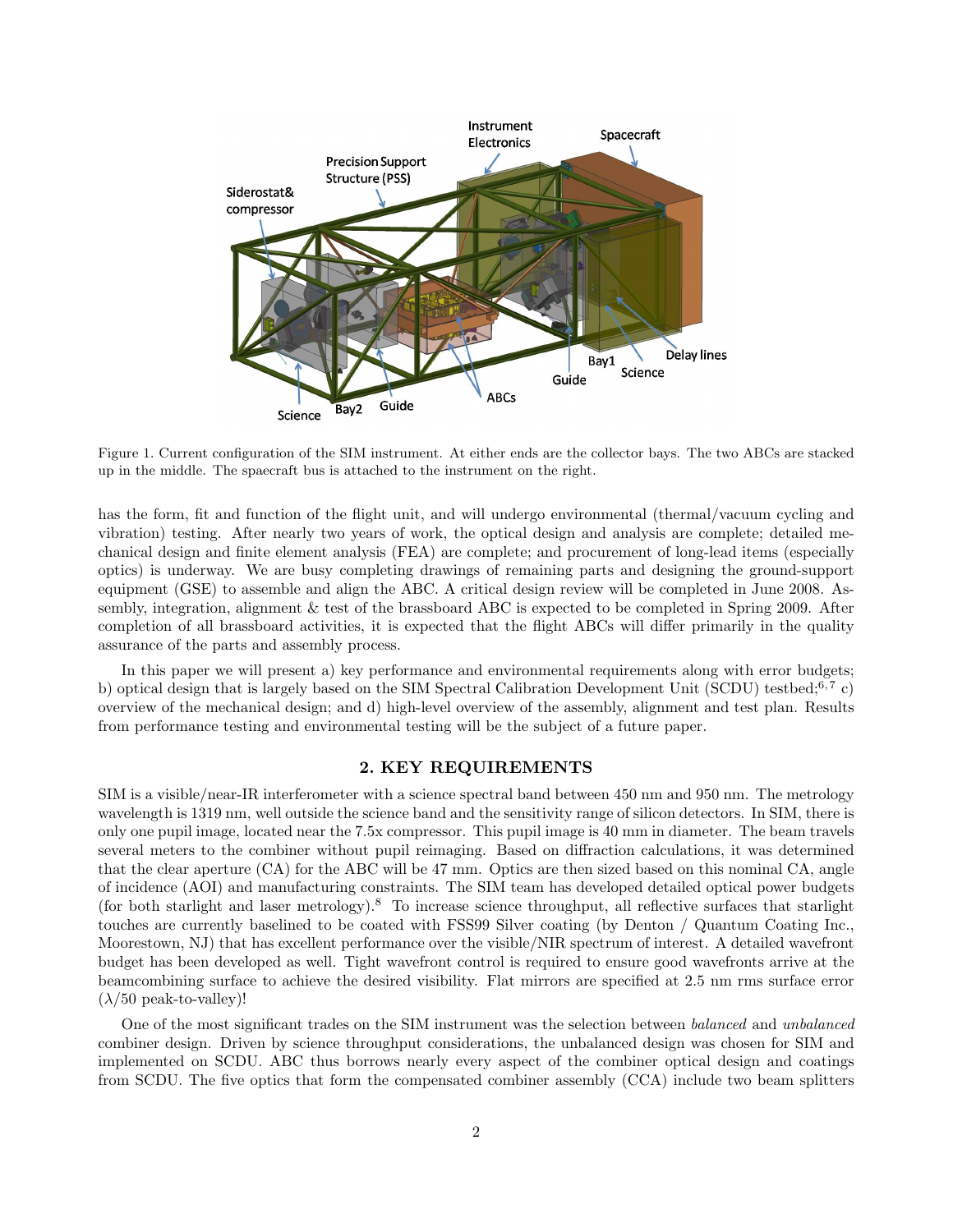Figure 1. Current configuration of the SIM instrument. At either ends are the collector bays. The two ABCs are stacked up in the middle. The spacecraft bus is attached to the instrument on the right.

has the form, fit and function of the flight unit, and will undergo environmental (thermal/vacuum cycling and vibration) testing. After nearly two years of work, the optical design and analysis are complete; detailed mechanical design and finite element analysis (FEA) are complete; and procurement of long-lead items (especially optics) is underway. We are busy completing drawings of remaining parts and designing the ground-support equipment (GSE) to assemble and align the ABC. A critical design review will be completed in June 2008. Assembly, integration, alignment & test of the brassboard ABC is expected to be completed in Spring 2009. After completion of all brassboard activities, it is expected that the flight ABCs will differ primarily in the quality assurance of the parts and assembly process.

In this paper we will present a) key performance and environmental requirements along with error budgets; b) optical design that is largely based on the SIM Spectral Calibration Development Unit (SCDU) testbed;[6,7] c) overview of the mechanical design; and d) high-level overview of the assembly, alignment and test plan. Results from performance testing and environmental testing will be the subject of a future paper.

## 2. KEY REQUIREMENTS

SIM is a visible/near-IR interferometer with a science spectral band between 450 nm and 950 nm. The metrology wavelength is 1319 nm, well outside the science band and the sensitivity range of silicon detectors. In SIM, there is only one pupil image, located near the 7.5x compressor. This pupil image is 40 mm in diameter. The beam travels several meters to the combiner without pupil reimaging. Based on diffraction calculations, it was determined that the clear aperture (CA) for the ABC will be 47 mm. Optics are then sized based on this nominal CA, angle of incidence (AOI) and manufacturing constraints. The SIM team has developed detailed optical power budgets (for both starlight and laser metrology).[8] To increase science throughput, all reflective surfaces that starlight touches are currently baselined to be coated with FSS99 Silver coating (by Denton / Quantum Coating Inc., Moorestown, NJ) that has excellent performance over the visible/NIR spectrum of interest. A detailed wavefront budget has been developed as well. Tight wavefront control is required to ensure good wavefronts arrive at the beamcombining surface to achieve the desired visibility. Flat mirrors are specified at 2.5 nm rms surface error ($\lambda/50$ peak-to-valley)!

One of the most significant trades on the SIM instrument was the selection between *balanced* and *unbalanced* combiner design. Driven by science throughput considerations, the unbalanced design was chosen for SIM and implemented on SCDU. ABC thus borrows nearly every aspect of the combiner optical design and coatings from SCDU. The five optics that form the compensated combiner assembly (CCA) include two beam splitters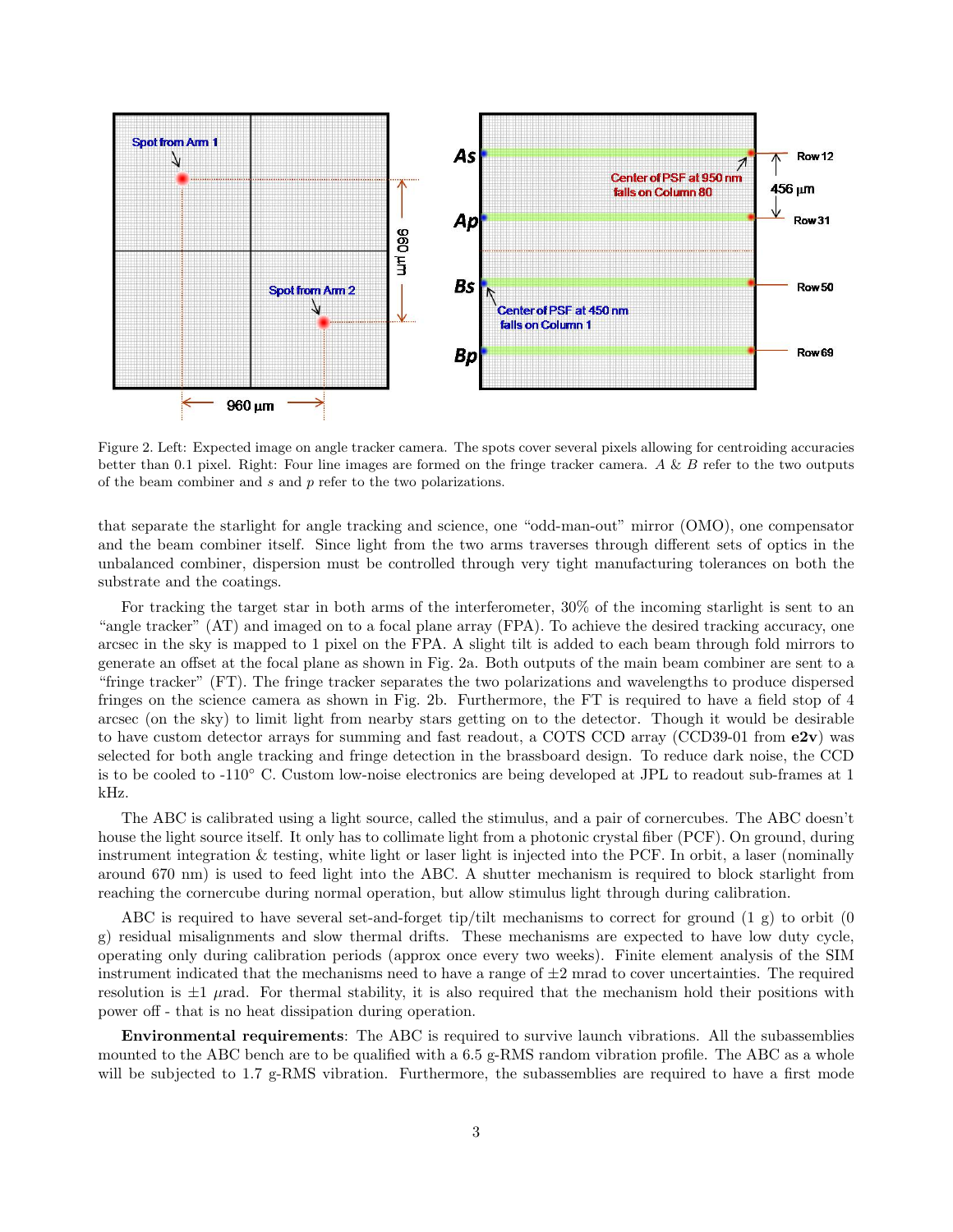Figure 2. Left: Expected image on angle tracker camera. The spots cover several pixels allowing for centroiding accuracies better than 0.1 pixel. Right: Four line images are formed on the fringe tracker camera. *A* & *B* refer to the two outputs of the beam combiner and *s* and *p* refer to the two polarizations.

that separate the starlight for angle tracking and science, one "odd-man-out" mirror (OMO), one compensator and the beam combiner itself. Since light from the two arms traverses through different sets of optics in the unbalanced combiner, dispersion must be controlled through very tight manufacturing tolerances on both the substrate and the coatings.

For tracking the target star in both arms of the interferometer, 30% of the incoming starlight is sent to an "angle tracker" (AT) and imaged on to a focal plane array (FPA). To achieve the desired tracking accuracy, one arcsec in the sky is mapped to 1 pixel on the FPA. A slight tilt is added to each beam through fold mirrors to generate an offset at the focal plane as shown in Fig. 2a. Both outputs of the main beam combiner are sent to a "fringe tracker" (FT). The fringe tracker separates the two polarizations and wavelengths to produce dispersed fringes on the science camera as shown in Fig. 2b. Furthermore, the FT is required to have a field stop of 4 arcsec (on the sky) to limit light from nearby stars getting on to the detector. Though it would be desirable to have custom detector arrays for summing and fast readout, a COTS CCD array (CCD39-01 from **e2v**) was selected for both angle tracking and fringe detection in the brassboard design. To reduce dark noise, the CCD is to be cooled to -110° C. Custom low-noise electronics are being developed at JPL to readout sub-frames at 1 kHz.

The ABC is calibrated using a light source, called the stimulus, and a pair of cornercubes. The ABC doesn't house the light source itself. It only has to collimate light from a photonic crystal fiber (PCF). On ground, during instrument integration & testing, white light or laser light is injected into the PCF. In orbit, a laser (nominally around 670 nm) is used to feed light into the ABC. A shutter mechanism is required to block starlight from reaching the cornercube during normal operation, but allow stimulus light through during calibration.

ABC is required to have several set-and-forget tip/tilt mechanisms to correct for ground (1 g) to orbit (0 g) residual misalignments and slow thermal drifts. These mechanisms are expected to have low duty cycle, operating only during calibration periods (approx once every two weeks). Finite element analysis of the SIM instrument indicated that the mechanisms need to have a range of ±2 mrad to cover uncertainties. The required resolution is ±1 $\mu$rad. For thermal stability, it is also required that the mechanism hold their positions with power off - that is no heat dissipation during operation.

**Environmental requirements**: The ABC is required to survive launch vibrations. All the subassemblies mounted to the ABC bench are to be qualified with a 6.5 g-RMS random vibration profile. The ABC as a whole will be subjected to 1.7 g-RMS vibration. Furthermore, the subassemblies are required to have a first mode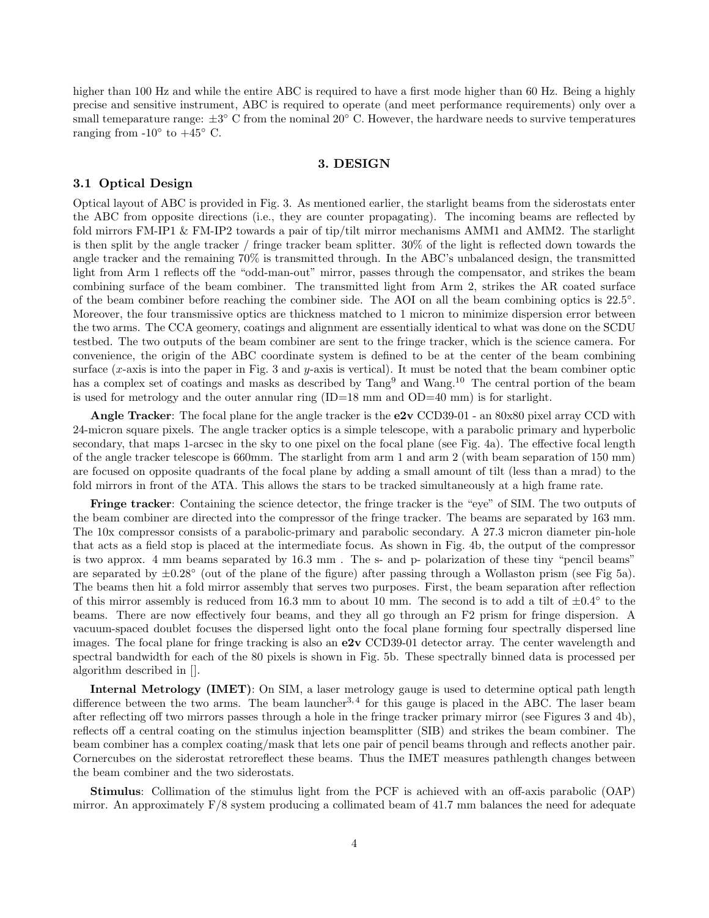higher than 100 Hz and while the entire ABC is required to have a first mode higher than 60 Hz. Being a highly precise and sensitive instrument, ABC is required to operate (and meet performance requirements) only over a small temeparature range: $\pm 3^\circ$ C from the nominal $20^\circ$ C. However, the hardware needs to survive temperatures ranging from $-10^\circ$ to $+45^\circ$ C.

## 3. DESIGN

### 3.1 Optical Design

Optical layout of ABC is provided in Fig. 3. As mentioned earlier, the starlight beams from the siderostats enter the ABC from opposite directions (i.e., they are counter propagating). The incoming beams are reflected by fold mirrors FM-IP1 & FM-IP2 towards a pair of tip/tilt mirror mechanisms AMM1 and AMM2. The starlight is then split by the angle tracker / fringe tracker beam splitter. 30% of the light is reflected down towards the angle tracker and the remaining 70% is transmitted through. In the ABC's unbalanced design, the transmitted light from Arm 1 reflects off the "odd-man-out" mirror, passes through the compensator, and strikes the beam combining surface of the beam combiner. The transmitted light from Arm 2, strikes the AR coated surface of the beam combiner before reaching the combiner side. The AOI on all the beam combining optics is $22.5^\circ$. Moreover, the four transmissive optics are thickness matched to 1 micron to minimize dispersion error between the two arms. The CCA geomery, coatings and alignment are essentially identical to what was done on the SCDU testbed. The two outputs of the beam combiner are sent to the fringe tracker, which is the science camera. For convenience, the origin of the ABC coordinate system is defined to be at the center of the beam combining surface ($x$-axis is into the paper in Fig. 3 and $y$-axis is vertical). It must be noted that the beam combiner optic has a complex set of coatings and masks as described by Tang[9] and Wang.[10] The central portion of the beam is used for metrology and the outer annular ring (ID=18 mm and OD=40 mm) is for starlight.

**Angle Tracker**: The focal plane for the angle tracker is the **e2v** CCD39-01 - an 80x80 pixel array CCD with 24-micron square pixels. The angle tracker optics is a simple telescope, with a parabolic primary and hyperbolic secondary, that maps 1-arcsec in the sky to one pixel on the focal plane (see Fig. 4a). The effective focal length of the angle tracker telescope is 660mm. The starlight from arm 1 and arm 2 (with beam separation of 150 mm) are focused on opposite quadrants of the focal plane by adding a small amount of tilt (less than a mrad) to the fold mirrors in front of the ATA. This allows the stars to be tracked simultaneously at a high frame rate.

**Fringe tracker**: Containing the science detector, the fringe tracker is the "eye" of SIM. The two outputs of the beam combiner are directed into the compressor of the fringe tracker. The beams are separated by 163 mm. The 10x compressor consists of a parabolic-primary and parabolic secondary. A 27.3 micron diameter pin-hole that acts as a field stop is placed at the intermediate focus. As shown in Fig. 4b, the output of the compressor is two approx. 4 mm beams separated by 16.3 mm . The s- and p- polarization of these tiny "pencil beams" are separated by $\pm 0.28^\circ$ (out of the plane of the figure) after passing through a Wollaston prism (see Fig 5a). The beams then hit a fold mirror assembly that serves two purposes. First, the beam separation after reflection of this mirror assembly is reduced from 16.3 mm to about 10 mm. The second is to add a tilt of $\pm 0.4^\circ$ to the beams. There are now effectively four beams, and they all go through an F2 prism for fringe dispersion. A vacuum-spaced doublet focuses the dispersed light onto the focal plane forming four spectrally dispersed line images. The focal plane for fringe tracking is also an **e2v** CCD39-01 detector array. The center wavelength and spectral bandwidth for each of the 80 pixels is shown in Fig. 5b. These spectrally binned data is processed per algorithm described in [].

**Internal Metrology (IMET)**: On SIM, a laser metrology gauge is used to determine optical path length difference between the two arms. The beam launcher[3,4] for this gauge is placed in the ABC. The laser beam after reflecting off two mirrors passes through a hole in the fringe tracker primary mirror (see Figures 3 and 4b), reflects off a central coating on the stimulus injection beamsplitter (SIB) and strikes the beam combiner. The beam combiner has a complex coating/mask that lets one pair of pencil beams through and reflects another pair. Cornercubes on the siderostat retroreflect these beams. Thus the IMET measures pathlength changes between the beam combiner and the two siderostats.

**Stimulus**: Collimation of the stimulus light from the PCF is achieved with an off-axis parabolic (OAP) mirror. An approximately F/8 system producing a collimated beam of 41.7 mm balances the need for adequate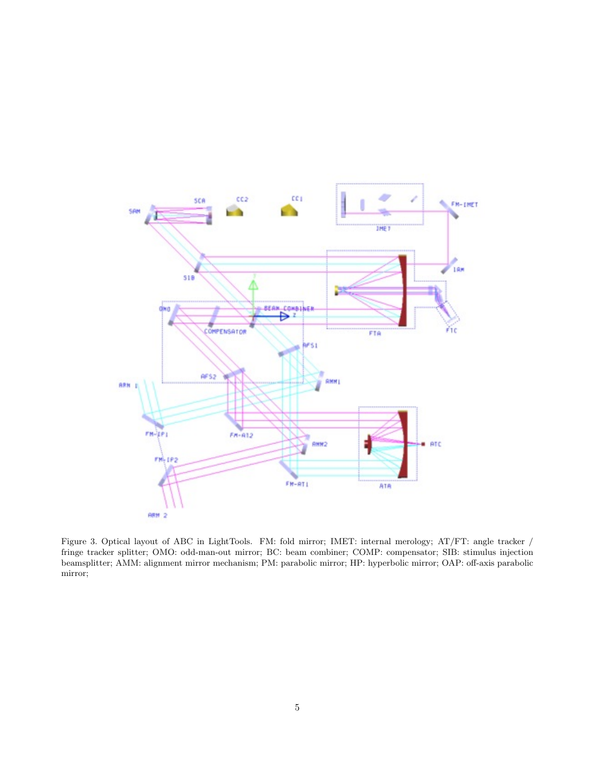Figure 3. Optical layout of ABC in LightTools. FM: fold mirror; IMET: internal merology; AT/FT: angle tracker / fringe tracker splitter; OMO: odd-man-out mirror; BC: beam combiner; COMP: compensator; SIB: stimulus injection beamsplitter; AMM: alignment mirror mechanism; PM: parabolic mirror; HP: hyperbolic mirror; OAP: off-axis parabolic mirror;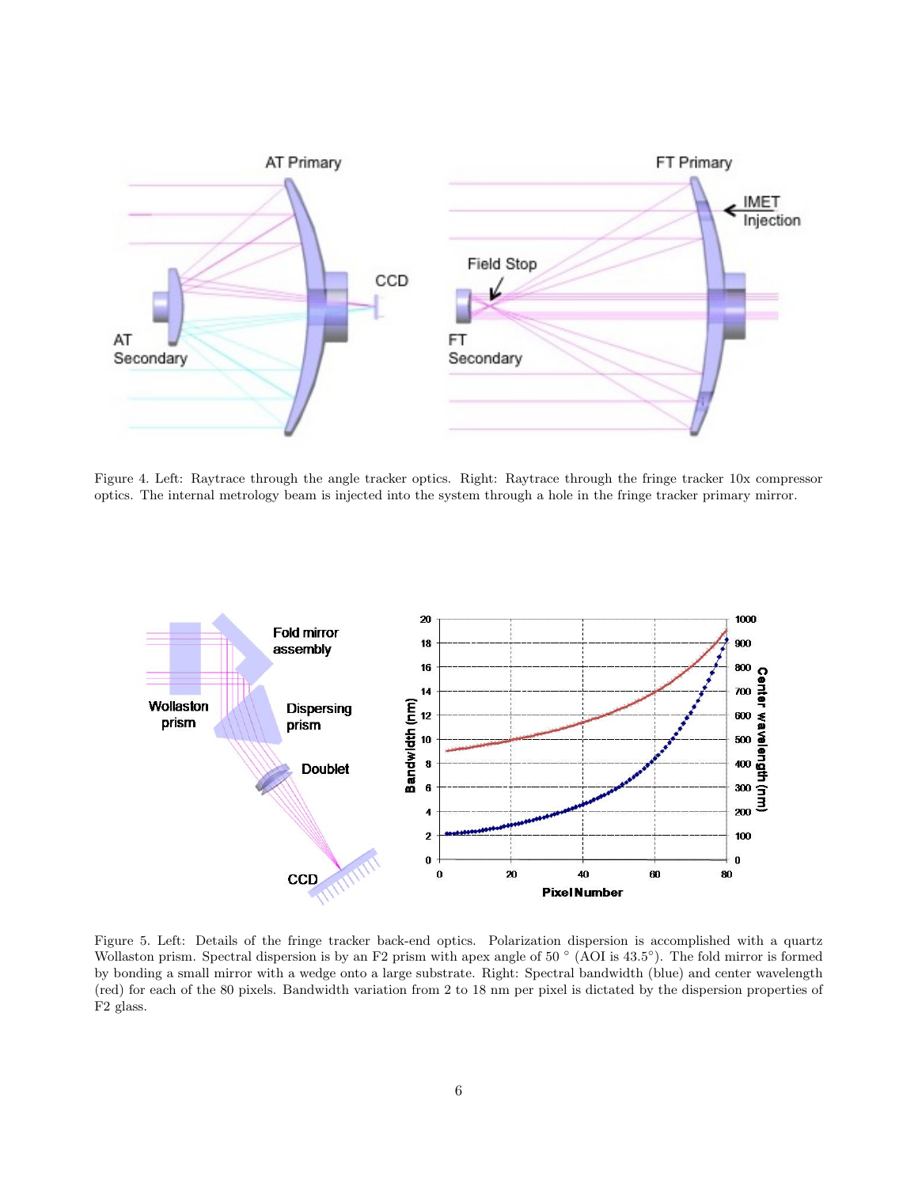Figure 4. Left: Raytrace through the angle tracker optics. Right: Raytrace through the fringe tracker 10x compressor optics. The internal metrology beam is injected into the system through a hole in the fringe tracker primary mirror.

Figure 5. Left: Details of the fringe tracker back-end optics. Polarization dispersion is accomplished with a quartz Wollaston prism. Spectral dispersion is by an F2 prism with apex angle of 50 ° (AOI is 43.5°). The fold mirror is formed by bonding a small mirror with a wedge onto a large substrate. Right: Spectral bandwidth (blue) and center wavelength (red) for each of the 80 pixels. Bandwidth variation from 2 to 18 nm per pixel is dictated by the dispersion properties of F2 glass.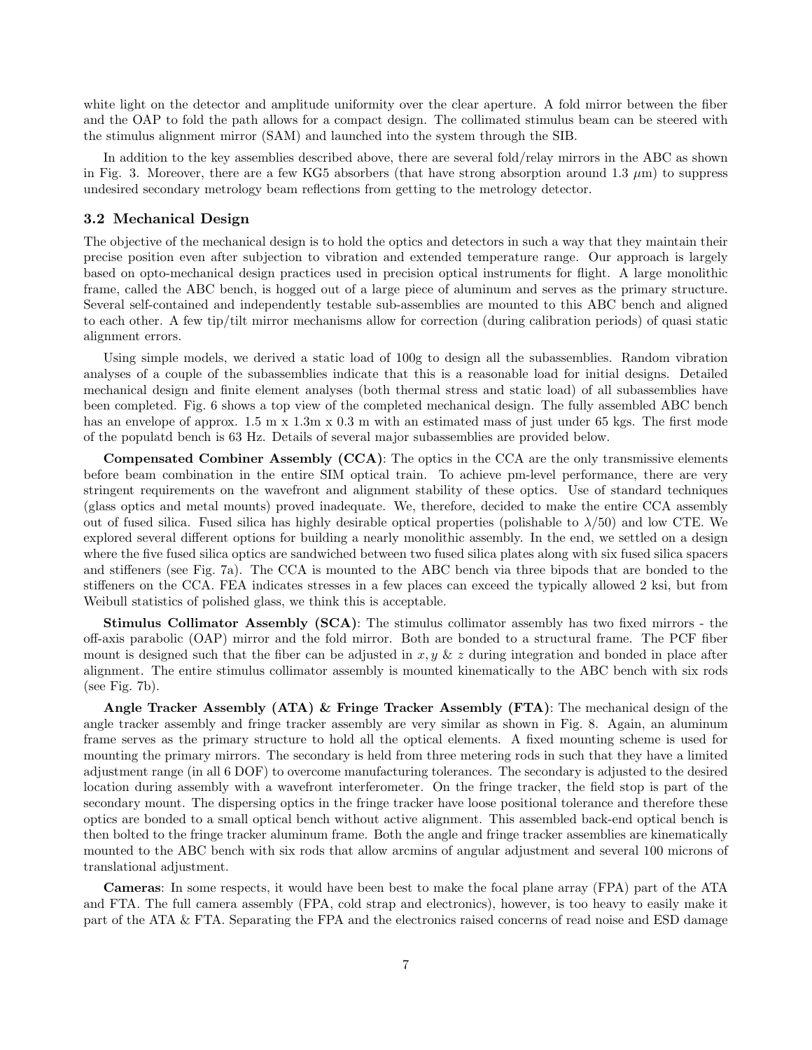white light on the detector and amplitude uniformity over the clear aperture. A fold mirror between the fiber and the OAP to fold the path allows for a compact design. The collimated stimulus beam can be steered with the stimulus alignment mirror (SAM) and launched into the system through the SIB.

In addition to the key assemblies described above, there are several fold/relay mirrors in the ABC as shown in Fig. 3. Moreover, there are a few KG5 absorbers (that have strong absorption around 1.3 $\mu$m) to suppress undesired secondary metrology beam reflections from getting to the metrology detector.

### 3.2 Mechanical Design

The objective of the mechanical design is to hold the optics and detectors in such a way that they maintain their precise position even after subjection to vibration and extended temperature range. Our approach is largely based on opto-mechanical design practices used in precision optical instruments for flight. A large monolithic frame, called the ABC bench, is hogged out of a large piece of aluminum and serves as the primary structure. Several self-contained and independently testable sub-assemblies are mounted to this ABC bench and aligned to each other. A few tip/tilt mirror mechanisms allow for correction (during calibration periods) of quasi static alignment errors.

Using simple models, we derived a static load of 100g to design all the subassemblies. Random vibration analyses of a couple of the subassemblies indicate that this is a reasonable load for initial designs. Detailed mechanical design and finite element analyses (both thermal stress and static load) of all subassemblies have been completed. Fig. 6 shows a top view of the completed mechanical design. The fully assembled ABC bench has an envelope of approx. 1.5 m x 1.3m x 0.3 m with an estimated mass of just under 65 kgs. The first mode of the populatd bench is 63 Hz. Details of several major subassemblies are provided below.

**Compensated Combiner Assembly (CCA)**: The optics in the CCA are the only transmissive elements before beam combination in the entire SIM optical train. To achieve pm-level performance, there are very stringent requirements on the wavefront and alignment stability of these optics. Use of standard techniques (glass optics and metal mounts) proved inadequate. We, therefore, decided to make the entire CCA assembly out of fused silica. Fused silica has highly desirable optical properties (polishable to $\lambda/50$) and low CTE. We explored several different options for building a nearly monolithic assembly. In the end, we settled on a design where the five fused silica optics are sandwiched between two fused silica plates along with six fused silica spacers and stiffeners (see Fig. 7a). The CCA is mounted to the ABC bench via three bipods that are bonded to the stiffeners on the CCA. FEA indicates stresses in a few places can exceed the typically allowed 2 ksi, but from Weibull statistics of polished glass, we think this is acceptable.

**Stimulus Collimator Assembly (SCA)**: The stimulus collimator assembly has two fixed mirrors - the off-axis parabolic (OAP) mirror and the fold mirror. Both are bonded to a structural frame. The PCF fiber mount is designed such that the fiber can be adjusted in $x, y$ & $z$ during integration and bonded in place after alignment. The entire stimulus collimator assembly is mounted kinematically to the ABC bench with six rods (see Fig. 7b).

**Angle Tracker Assembly (ATA) & Fringe Tracker Assembly (FTA)**: The mechanical design of the angle tracker assembly and fringe tracker assembly are very similar as shown in Fig. 8. Again, an aluminum frame serves as the primary structure to hold all the optical elements. A fixed mounting scheme is used for mounting the primary mirrors. The secondary is held from three metering rods in such that they have a limited adjustment range (in all 6 DOF) to overcome manufacturing tolerances. The secondary is adjusted to the desired location during assembly with a wavefront interferometer. On the fringe tracker, the field stop is part of the secondary mount. The dispersing optics in the fringe tracker have loose positional tolerance and therefore these optics are bonded to a small optical bench without active alignment. This assembled back-end optical bench is then bolted to the fringe tracker aluminum frame. Both the angle and fringe tracker assemblies are kinematically mounted to the ABC bench with six rods that allow arcmins of angular adjustment and several 100 microns of translational adjustment.

**Cameras**: In some respects, it would have been best to make the focal plane array (FPA) part of the ATA and FTA. The full camera assembly (FPA, cold strap and electronics), however, is too heavy to easily make it part of the ATA & FTA. Separating the FPA and the electronics raised concerns of read noise and ESD damage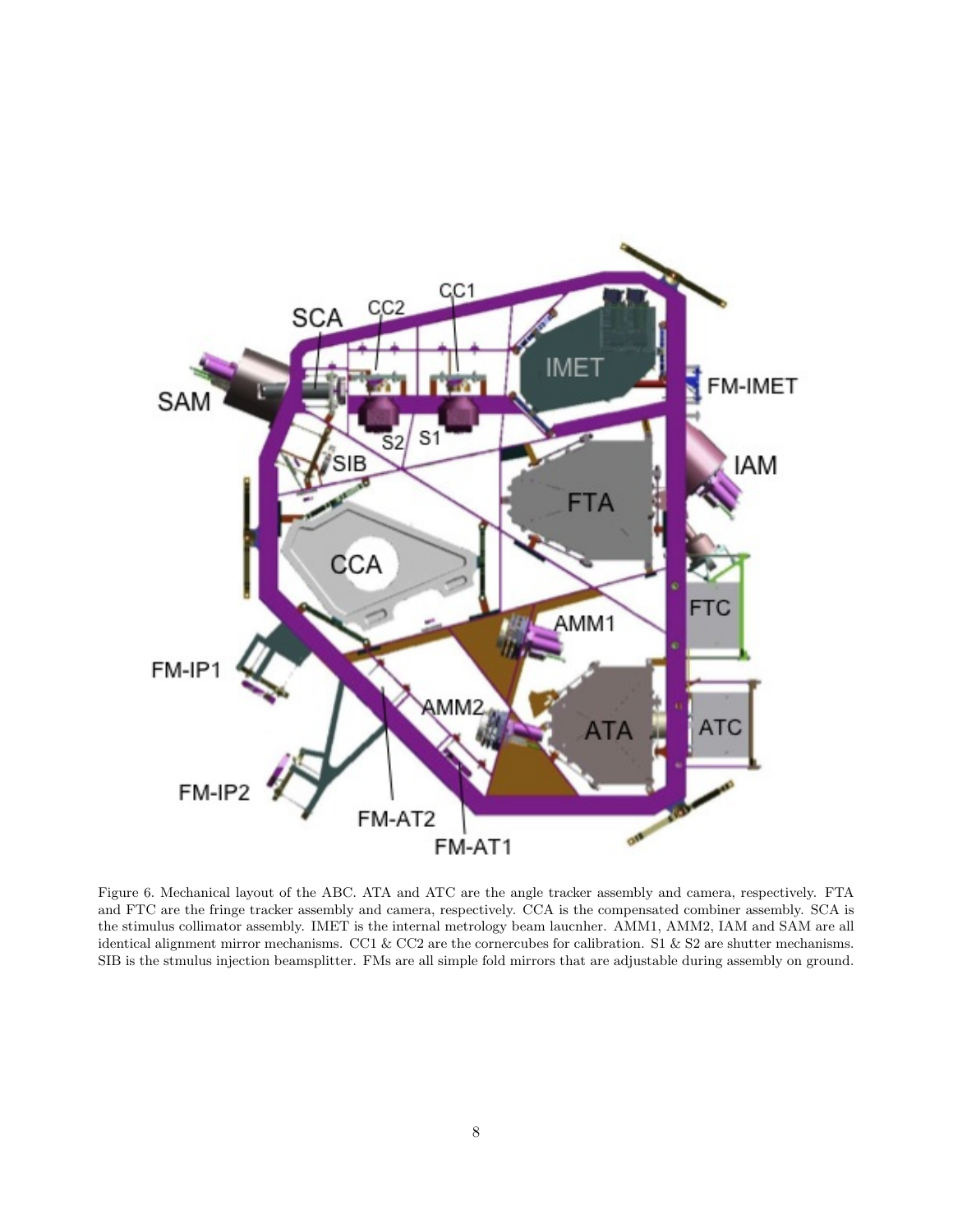Figure 6. Mechanical layout of the ABC. ATA and ATC are the angle tracker assembly and camera, respectively. FTA and FTC are the fringe tracker assembly and camera, respectively. CCA is the compensated combiner assembly. SCA is the stimulus collimator assembly. IMET is the internal metrology beam laucnher. AMM1, AMM2, IAM and SAM are all identical alignment mirror mechanisms. CC1 & CC2 are the cornercubes for calibration. S1 & S2 are shutter mechanisms. SIB is the stmulus injection beamsplitter. FMs are all simple fold mirrors that are adjustable during assembly on ground.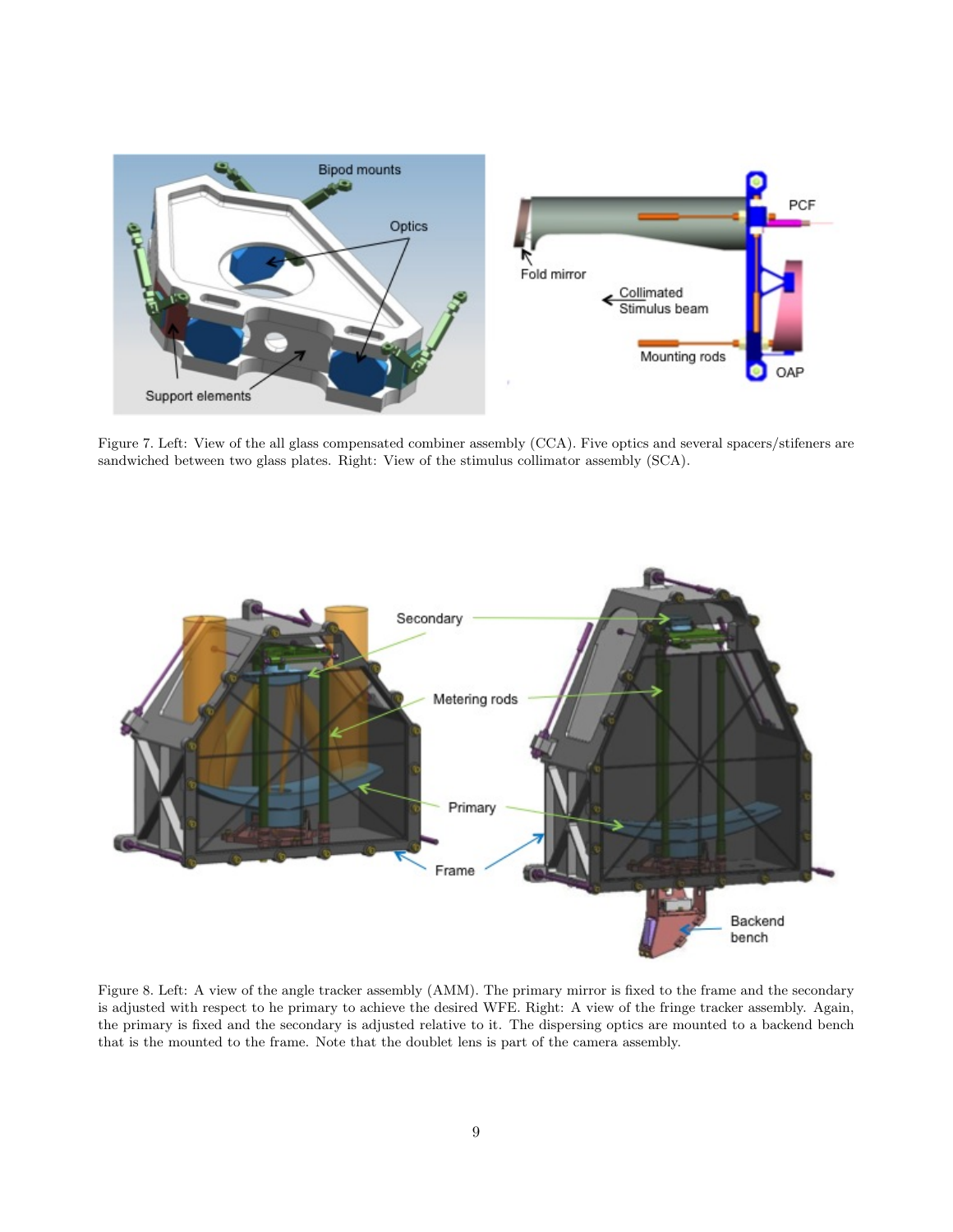Figure 7. Left: View of the all glass compensated combiner assembly (CCA). Five optics and several spacers/stifeners are sandwiched between two glass plates. Right: View of the stimulus collimator assembly (SCA).

Figure 8. Left: A view of the angle tracker assembly (AMM). The primary mirror is fixed to the frame and the secondary is adjusted with respect to he primary to achieve the desired WFE. Right: A view of the fringe tracker assembly. Again, the primary is fixed and the secondary is adjusted relative to it. The dispersing optics are mounted to a backend bench that is the mounted to the frame. Note that the doublet lens is part of the camera assembly.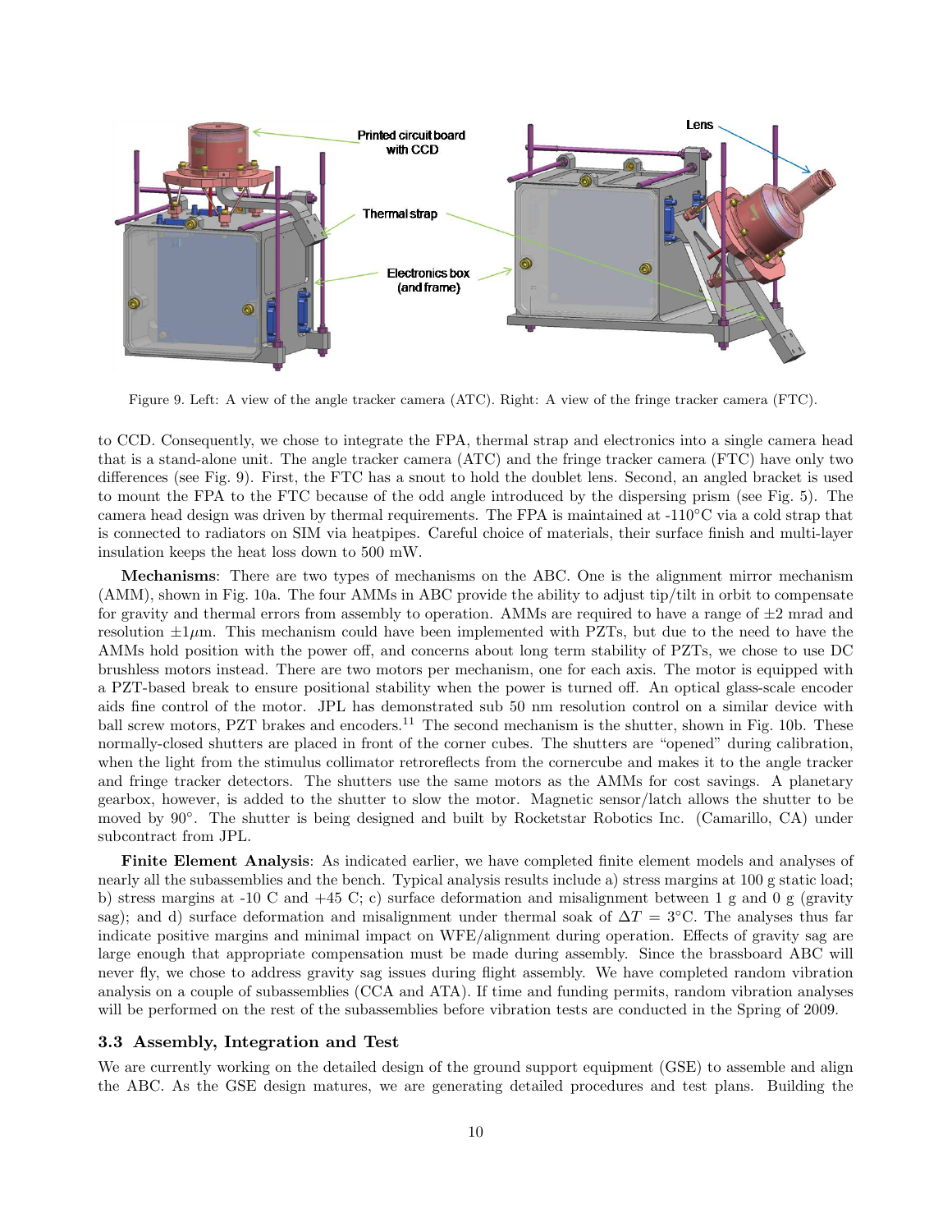Figure 9. Left: A view of the angle tracker camera (ATC). Right: A view of the fringe tracker camera (FTC).

to CCD. Consequently, we chose to integrate the FPA, thermal strap and electronics into a single camera head that is a stand-alone unit. The angle tracker camera (ATC) and the fringe tracker camera (FTC) have only two differences (see Fig. 9). First, the FTC has a snout to hold the doublet lens. Second, an angled bracket is used to mount the FPA to the FTC because of the odd angle introduced by the dispersing prism (see Fig. 5). The camera head design was driven by thermal requirements. The FPA is maintained at -110°C via a cold strap that is connected to radiators on SIM via heatpipes. Careful choice of materials, their surface finish and multi-layer insulation keeps the heat loss down to 500 mW.

**Mechanisms**: There are two types of mechanisms on the ABC. One is the alignment mirror mechanism (AMM), shown in Fig. 10a. The four AMMs in ABC provide the ability to adjust tip/tilt in orbit to compensate for gravity and thermal errors from assembly to operation. AMMs are required to have a range of ±2 mrad and resolution ±1$\mu$m. This mechanism could have been implemented with PZTs, but due to the need to have the AMMs hold position with the power off, and concerns about long term stability of PZTs, we chose to use DC brushless motors instead. There are two motors per mechanism, one for each axis. The motor is equipped with a PZT-based break to ensure positional stability when the power is turned off. An optical glass-scale encoder aids fine control of the motor. JPL has demonstrated sub 50 nm resolution control on a similar device with ball screw motors, PZT brakes and encoders.[11] The second mechanism is the shutter, shown in Fig. 10b. These normally-closed shutters are placed in front of the corner cubes. The shutters are "opened" during calibration, when the light from the stimulus collimator retroreflects from the cornercube and makes it to the angle tracker and fringe tracker detectors. The shutters use the same motors as the AMMs for cost savings. A planetary gearbox, however, is added to the shutter to slow the motor. Magnetic sensor/latch allows the shutter to be moved by 90°. The shutter is being designed and built by Rocketstar Robotics Inc. (Camarillo, CA) under subcontract from JPL.

**Finite Element Analysis**: As indicated earlier, we have completed finite element models and analyses of nearly all the subassemblies and the bench. Typical analysis results include a) stress margins at 100 g static load; b) stress margins at -10 C and +45 C; c) surface deformation and misalignment between 1 g and 0 g (gravity sag); and d) surface deformation and misalignment under thermal soak of $\Delta T$ = 3°C. The analyses thus far indicate positive margins and minimal impact on WFE/alignment during operation. Effects of gravity sag are large enough that appropriate compensation must be made during assembly. Since the brassboard ABC will never fly, we chose to address gravity sag issues during flight assembly. We have completed random vibration analysis on a couple of subassemblies (CCA and ATA). If time and funding permits, random vibration analyses will be performed on the rest of the subassemblies before vibration tests are conducted in the Spring of 2009.

### 3.3 Assembly, Integration and Test

We are currently working on the detailed design of the ground support equipment (GSE) to assemble and align the ABC. As the GSE design matures, we are generating detailed procedures and test plans. Building the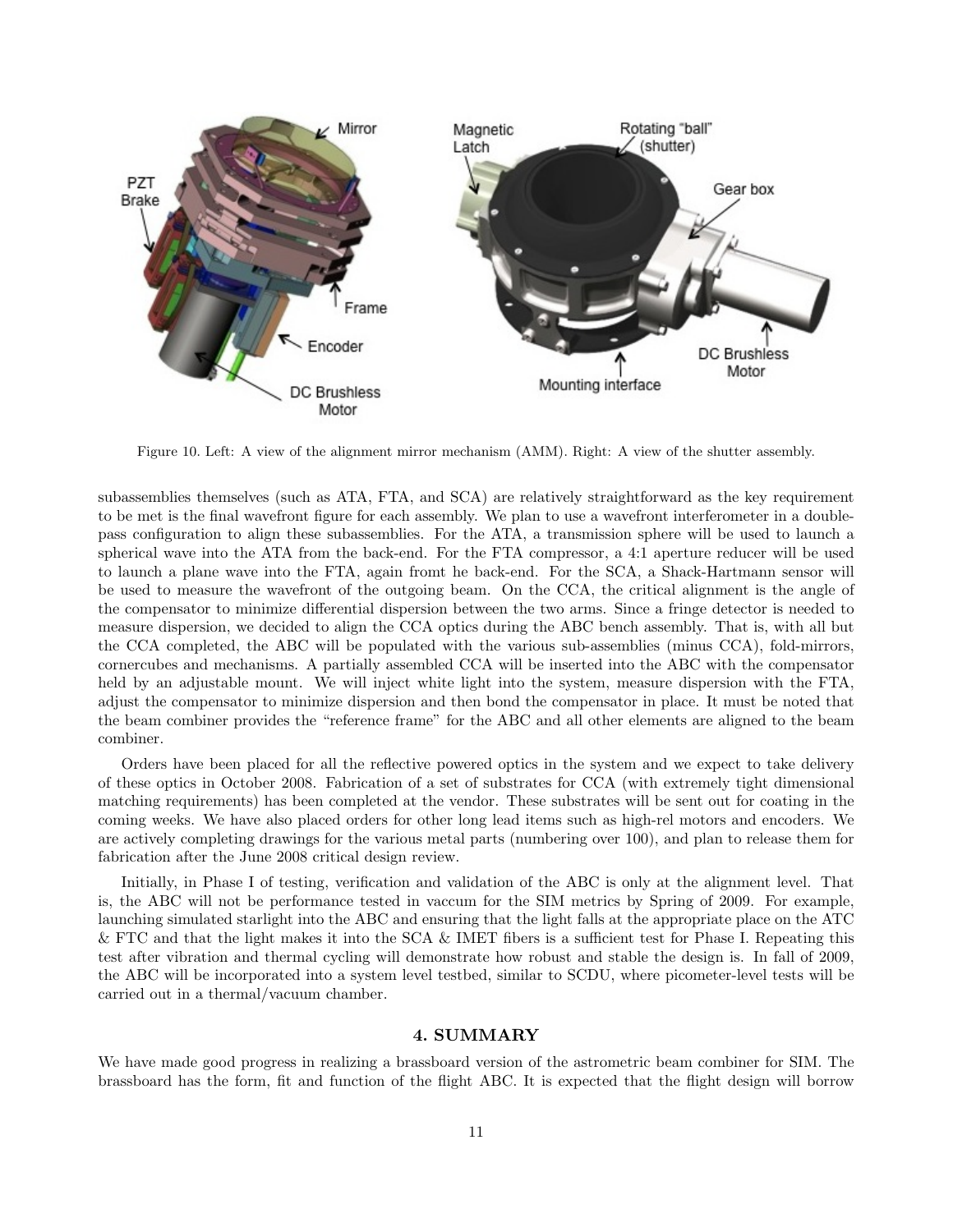Magnetic Latch

Rotating "ball" (shutter)

Gear box

DC Brushless Motor

Mounting interface

Mirror

PZT Brake

Frame

Encoder

DC Brushless Motor

Figure 10. Left: A view of the alignment mirror mechanism (AMM). Right: A view of the shutter assembly.

subassemblies themselves (such as ATA, FTA, and SCA) are relatively straightforward as the key requirement to be met is the final wavefront figure for each assembly. We plan to use a wavefront interferometer in a double-pass configuration to align these subassemblies. For the ATA, a transmission sphere will be used to launch a spherical wave into the ATA from the back-end. For the FTA compressor, a 4:1 aperture reducer will be used to launch a plane wave into the FTA, again fromt he back-end. For the SCA, a Shack-Hartmann sensor will be used to measure the wavefront of the outgoing beam. On the CCA, the critical alignment is the angle of the compensator to minimize differential dispersion between the two arms. Since a fringe detector is needed to measure dispersion, we decided to align the CCA optics during the ABC bench assembly. That is, with all but the CCA completed, the ABC will be populated with the various sub-assemblies (minus CCA), fold-mirrors, cornercubes and mechanisms. A partially assembled CCA will be inserted into the ABC with the compensator held by an adjustable mount. We will inject white light into the system, measure dispersion with the FTA, adjust the compensator to minimize dispersion and then bond the compensator in place. It must be noted that the beam combiner provides the "reference frame" for the ABC and all other elements are aligned to the beam combiner.

Orders have been placed for all the reflective powered optics in the system and we expect to take delivery of these optics in October 2008. Fabrication of a set of substrates for CCA (with extremely tight dimensional matching requirements) has been completed at the vendor. These substrates will be sent out for coating in the coming weeks. We have also placed orders for other long lead items such as high-rel motors and encoders. We are actively completing drawings for the various metal parts (numbering over 100), and plan to release them for fabrication after the June 2008 critical design review.

Initially, in Phase I of testing, verification and validation of the ABC is only at the alignment level. That is, the ABC will not be performance tested in vaccum for the SIM metrics by Spring of 2009. For example, launching simulated starlight into the ABC and ensuring that the light falls at the appropriate place on the ATC & FTC and that the light makes it into the SCA & IMET fibers is a sufficient test for Phase I. Repeating this test after vibration and thermal cycling will demonstrate how robust and stable the design is. In fall of 2009, the ABC will be incorporated into a system level testbed, similar to SCDU, where picometer-level tests will be carried out in a thermal/vacuum chamber.

## 4. SUMMARY

We have made good progress in realizing a brassboard version of the astrometric beam combiner for SIM. The brassboard has the form, fit and function of the flight ABC. It is expected that the flight design will borrow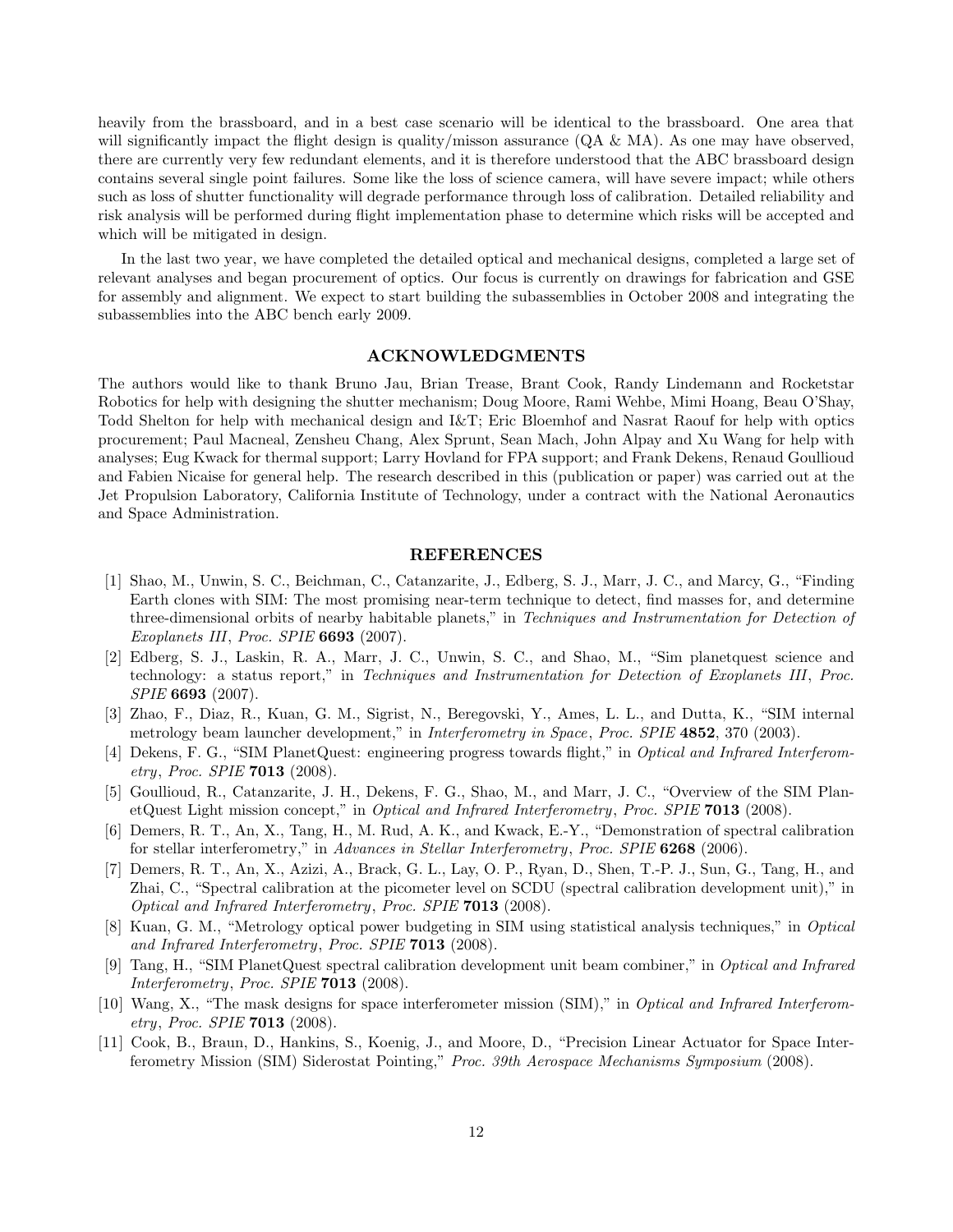heavily from the brassboard, and in a best case scenario will be identical to the brassboard. One area that will significantly impact the flight design is quality/misson assurance (QA & MA). As one may have observed, there are currently very few redundant elements, and it is therefore understood that the ABC brassboard design contains several single point failures. Some like the loss of science camera, will have severe impact; while others such as loss of shutter functionality will degrade performance through loss of calibration. Detailed reliability and risk analysis will be performed during flight implementation phase to determine which risks will be accepted and which will be mitigated in design.

In the last two year, we have completed the detailed optical and mechanical designs, completed a large set of relevant analyses and began procurement of optics. Our focus is currently on drawings for fabrication and GSE for assembly and alignment. We expect to start building the subassemblies in October 2008 and integrating the subassemblies into the ABC bench early 2009.

## ACKNOWLEDGMENTS

The authors would like to thank Bruno Jau, Brian Trease, Brant Cook, Randy Lindemann and Rocketstar Robotics for help with designing the shutter mechanism; Doug Moore, Rami Wehbe, Mimi Hoang, Beau O'Shay, Todd Shelton for help with mechanical design and I&T; Eric Bloemhof and Nasrat Raouf for help with optics procurement; Paul Macneal, Zensheu Chang, Alex Sprunt, Sean Mach, John Alpay and Xu Wang for help with analyses; Eug Kwack for thermal support; Larry Hovland for FPA support; and Frank Dekens, Renaud Goullioud and Fabien Nicaise for general help. The research described in this (publication or paper) was carried out at the Jet Propulsion Laboratory, California Institute of Technology, under a contract with the National Aeronautics and Space Administration.

## REFERENCES

[1] Shao, M., Unwin, S. C., Beichman, C., Catanzarite, J., Edberg, S. J., Marr, J. C., and Marcy, G., "Finding Earth clones with SIM: The most promising near-term technique to detect, find masses for, and determine three-dimensional orbits of nearby habitable planets," in *Techniques and Instrumentation for Detection of Exoplanets III*, *Proc. SPIE* **6693** (2007).

[2] Edberg, S. J., Laskin, R. A., Marr, J. C., Unwin, S. C., and Shao, M., "Sim planetquest science and technology: a status report," in *Techniques and Instrumentation for Detection of Exoplanets III*, *Proc. SPIE* **6693** (2007).

[3] Zhao, F., Diaz, R., Kuan, G. M., Sigrist, N., Beregovski, Y., Ames, L. L., and Dutta, K., "SIM internal metrology beam launcher development," in *Interferometry in Space*, *Proc. SPIE* **4852**, 370 (2003).

[4] Dekens, F. G., "SIM PlanetQuest: engineering progress towards flight," in *Optical and Infrared Interferometry*, *Proc. SPIE* **7013** (2008).

[5] Goullioud, R., Catanzarite, J. H., Dekens, F. G., Shao, M., and Marr, J. C., "Overview of the SIM PlanetQuest Light mission concept," in *Optical and Infrared Interferometry*, *Proc. SPIE* **7013** (2008).

[6] Demers, R. T., An, X., Tang, H., M. Rud, A. K., and Kwack, E.-Y., "Demonstration of spectral calibration for stellar interferometry," in *Advances in Stellar Interferometry*, *Proc. SPIE* **6268** (2006).

[7] Demers, R. T., An, X., Azizi, A., Brack, G. L., Lay, O. P., Ryan, D., Shen, T.-P. J., Sun, G., Tang, H., and Zhai, C., "Spectral calibration at the picometer level on SCDU (spectral calibration development unit)," in *Optical and Infrared Interferometry*, *Proc. SPIE* **7013** (2008).

[8] Kuan, G. M., "Metrology optical power budgeting in SIM using statistical analysis techniques," in *Optical and Infrared Interferometry*, *Proc. SPIE* **7013** (2008).

[9] Tang, H., "SIM PlanetQuest spectral calibration development unit beam combiner," in *Optical and Infrared Interferometry*, *Proc. SPIE* **7013** (2008).

[10] Wang, X., "The mask designs for space interferometer mission (SIM)," in *Optical and Infrared Interferometry*, *Proc. SPIE* **7013** (2008).

[11] Cook, B., Braun, D., Hankins, S., Koenig, J., and Moore, D., "Precision Linear Actuator for Space Interferometry Mission (SIM) Siderostat Pointing," *Proc. 39th Aerospace Mechanisms Symposium* (2008).